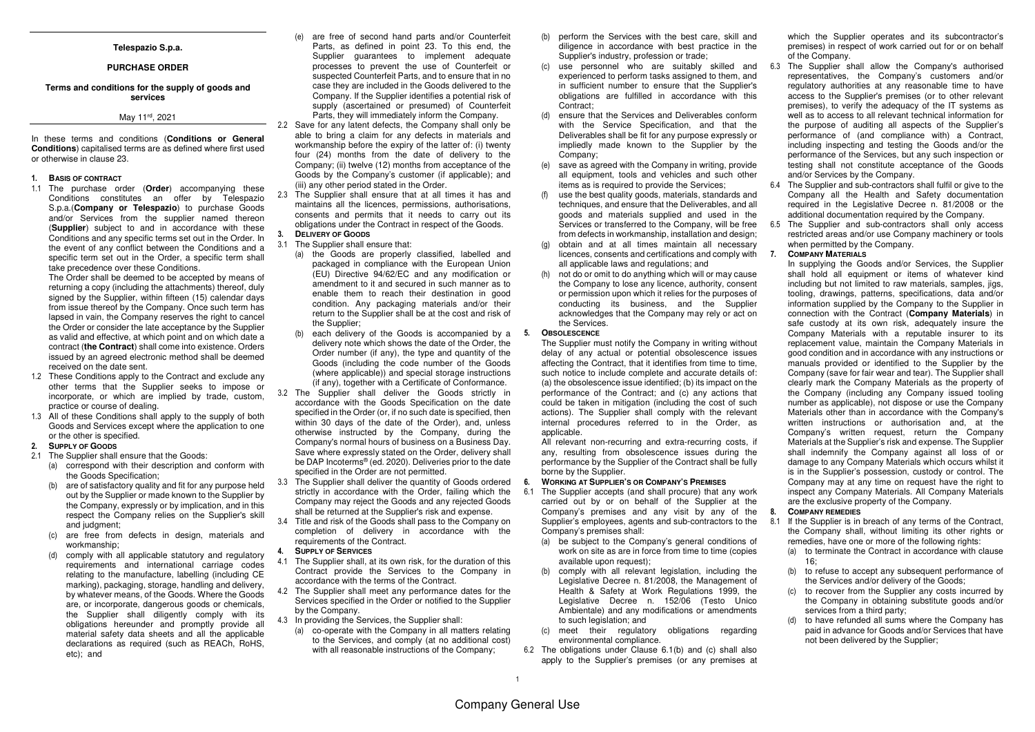**Telespazio S.p.a.**

**PURCHASE ORDER**

**Terms and conditions for the supply of goods and services**

May 11rd, 2021

In these terms and conditions (**Conditions or General Conditions**) capitalised terms are as defined where first used or otherwise in clause 23.

## 1. Basis of contract

1.1 The purchase order (**Order**) accompanying these Conditions constitutes an offer by Telespazio S.p.a.(**Company or Telespazio**) to purchase Goods and/or Services from the supplier named thereon (**Supplier**) subject to and in accordance with these Conditions and any specific terms set out in the Order. In the event of any conflict between the Conditions and a specific term set out in the Order, a specific term shall take precedence over these Conditions.

The Order shall be deemed to be accepted by means of returning a copy (including the attachments) thereof, duly signed by the Supplier, within fifteen (15) calendar days from issue thereof by the Company. Once such term has lapsed in vain, the Company reserves the right to cancel the Order or consider the late acceptance by the Supplier as valid and effective, at which point and on which date a contract (**the Contract**) shall come into existence. Orders issued by an agreed electronic method shall be deemed received on the date sent.

1.2 These Conditions apply to the Contract and exclude any other terms that the Supplier seeks to impose or incorporate, or which are implied by trade, custom, practice or course of dealing.

1.3 All of these Conditions shall apply to the supply of both Goods and Services except where the application to one or the other is specified.

## 2. Supply of Goods

2.1 The Supplier shall ensure that the Goods:

(a) correspond with their description and conform with the Goods Specification;

(b) are of satisfactory quality and fit for any purpose held out by the Supplier or made known to the Supplier by the Company, expressly or by implication, and in this respect the Company relies on the Supplier's skill and judgment;

(c) are free from defects in design, materials and workmanship;

(d) comply with all applicable statutory and regulatory requirements and international carriage codes relating to the manufacture, labelling (including CE marking), packaging, storage, handling and delivery, by whatever means, of the Goods. Where the Goods are, or incorporate, dangerous goods or chemicals, the Supplier shall diligently comply with its obligations hereunder and promptly provide all material safety data sheets and all the applicable declarations as required (such as REACh, RoHS, etc); and

(e) are free of second hand parts and/or Counterfeit Parts, as defined in point 23. To this end, the Supplier guarantees to implement adequate processes to prevent the use of Counterfeit or suspected Counterfeit Parts, and to ensure that in no case they are included in the Goods delivered to the Company. If the Supplier identifies a potential risk of supply (ascertained or presumed) of Counterfeit Parts, they will immediately inform the Company.

2.2 Save for any latent defects, the Company shall only be able to bring a claim for any defects in materials and workmanship before the expiry of the latter of: (i) twenty four (24) months from the date of delivery to the Company; (ii) twelve (12) months from acceptance of the Goods by the Company's customer (if applicable); and (iii) any other period stated in the Order.

2.3 The Supplier shall ensure that at all times it has and maintains all the licences, permissions, authorisations, consents and permits that it needs to carry out its obligations under the Contract in respect of the Goods.

## 3. Delivery of Goods

3.1 The Supplier shall ensure that:

(a) the Goods are properly classified, labelled and packaged in compliance with the European Union (EU) Directive 94/62/EC and any modification or amendment to it and secured in such manner as to enable them to reach their destination in good condition. Any packaging materials and/or their return to the Supplier shall be at the cost and risk of the Supplier;

(b) each delivery of the Goods is accompanied by a delivery note which shows the date of the Order, the Order number (if any), the type and quantity of the Goods (including the code number of the Goods (where applicable)) and special storage instructions (if any), together with a Certificate of Conformance.

3.2 The Supplier shall deliver the Goods strictly in accordance with the Goods Specification on the date specified in the Order (or, if no such date is specified, then within 30 days of the date of the Order), and, unless otherwise instructed by the Company, during the Company's normal hours of business on a Business Day. Save where expressly stated on the Order, delivery shall be DAP Incoterms® (ed. 2020). Deliveries prior to the date specified in the Order are not permitted.

3.3 The Supplier shall deliver the quantity of Goods ordered strictly in accordance with the Order, failing which the Company may reject the Goods and any rejected Goods shall be returned at the Supplier's risk and expense.

3.4 Title and risk of the Goods shall pass to the Company on completion of delivery in accordance with the requirements of the Contract.

## 4. Supply of Services

4.1 The Supplier shall, at its own risk, for the duration of this Contract provide the Services to the Company in accordance with the terms of the Contract.

4.2 The Supplier shall meet any performance dates for the Services specified in the Order or notified to the Supplier by the Company.

4.3 In providing the Services, the Supplier shall:

(a) co-operate with the Company in all matters relating to the Services, and comply (at no additional cost) with all reasonable instructions of the Company;

(b) perform the Services with the best care, skill and diligence in accordance with best practice in the Supplier's industry, profession or trade;

(c) use personnel who are suitably skilled and experienced to perform tasks assigned to them, and in sufficient number to ensure that the Supplier's obligations are fulfilled in accordance with this Contract;

(d) ensure that the Services and Deliverables conform with the Service Specification, and that the Deliverables shall be fit for any purpose expressly or impliedly made known to the Supplier by the Company;

(e) save as agreed with the Company in writing, provide all equipment, tools and vehicles and such other items as is required to provide the Services;

(f) use the best quality goods, materials, standards and techniques, and ensure that the Deliverables, and all goods and materials supplied and used in the Services or transferred to the Company, will be free from defects in workmanship, installation and design;

(g) obtain and at all times maintain all necessary licences, consents and certifications and comply with all applicable laws and regulations; and

(h) not do or omit to do anything which will or may cause the Company to lose any licence, authority, consent or permission upon which it relies for the purposes of conducting its business, and the Supplier acknowledges that the Company may rely or act on the Services.

## 5. Obsolescence

The Supplier must notify the Company in writing without delay of any actual or potential obsolescence issues affecting the Contract, that it identifies from time to time, such notice to include complete and accurate details of: (a) the obsolescence issue identified; (b) its impact on the performance of the Contract; and (c) any actions that could be taken in mitigation (including the cost of such actions). The Supplier shall comply with the relevant internal procedures referred to in the Order, as applicable.

All relevant non-recurring and extra-recurring costs, if any, resulting from obsolescence issues during the performance by the Supplier of the Contract shall be fully borne by the Supplier.

## 6. Working at Supplier's or Company's Premises

6.1 The Supplier accepts (and shall procure) that any work carried out by or on behalf of the Supplier at the Company's premises and any visit by any of the Supplier's employees, agents and sub-contractors to the Company's premises shall:

(a) be subject to the Company's general conditions of work on site as are in force from time to time (copies available upon request);

(b) comply with all relevant legislation, including the Legislative Decree n. 81/2008, the Management of Health & Safety at Work Regulations 1999, the Legislative Decree n. 152/06 (Testo Unico Ambientale) and any modifications or amendments to such legislation; and

(c) meet their regulatory obligations regarding environmental compliance.

6.2 The obligations under Clause 6.1(b) and (c) shall also apply to the Supplier's premises (or any premises at which the Supplier operates and its subcontractor's premises) in respect of work carried out for or on behalf of the Company.

6.3 The Supplier shall allow the Company's authorised representatives, the Company's customers and/or regulatory authorities at any reasonable time to have access to the Supplier's premises (or to other relevant premises), to verify the adequacy of the IT systems as well as to access to all relevant technical information for the purpose of auditing all aspects of the Supplier's performance of (and compliance with) a Contract, including inspecting and testing the Goods and/or the performance of the Services, but any such inspection or testing shall not constitute acceptance of the Goods and/or Services by the Company.

6.4 The Supplier and sub-contractors shall fulfil or give to the Company all the Health and Safety documentation required in the Legislative Decree n. 81/2008 or the additional documentation required by the Company.

6.5 The Supplier and sub-contractors shall only access restricted areas and/or use Company machinery or tools when permitted by the Company.

## 7. Company Materials

In supplying the Goods and/or Services, the Supplier shall hold all equipment or items of whatever kind including but not limited to raw materials, samples, jigs, tooling, drawings, patterns, specifications, data and/or information supplied by the Company to the Supplier in connection with the Contract (**Company Materials**) in safe custody at its own risk, adequately insure the Company Materials with a reputable insurer to its replacement value, maintain the Company Materials in good condition and in accordance with any instructions or manuals provided or identified to the Supplier by the Company (save for fair wear and tear). The Supplier shall clearly mark the Company Materials as the property of the Company (including any Company issued tooling number as applicable), not dispose or use the Company Materials other than in accordance with the Company's written instructions or authorisation and, at the Company's written request, return the Company Materials at the Supplier's risk and expense. The Supplier shall indemnify the Company against all loss of or damage to any Company Materials which occurs whilst it is in the Supplier's possession, custody or control. The Company may at any time on request have the right to inspect any Company Materials. All Company Materials are the exclusive property of the Company.

## 8. Company Remedies

8.1 If the Supplier is in breach of any terms of the Contract, the Company shall, without limiting its other rights or remedies, have one or more of the following rights:

(a) to terminate the Contract in accordance with clause 16;

(b) to refuse to accept any subsequent performance of the Services and/or delivery of the Goods;

(c) to recover from the Supplier any costs incurred by the Company in obtaining substitute goods and/or services from a third party;

(d) to have refunded all sums where the Company has paid in advance for Goods and/or Services that have not been delivered by the Supplier;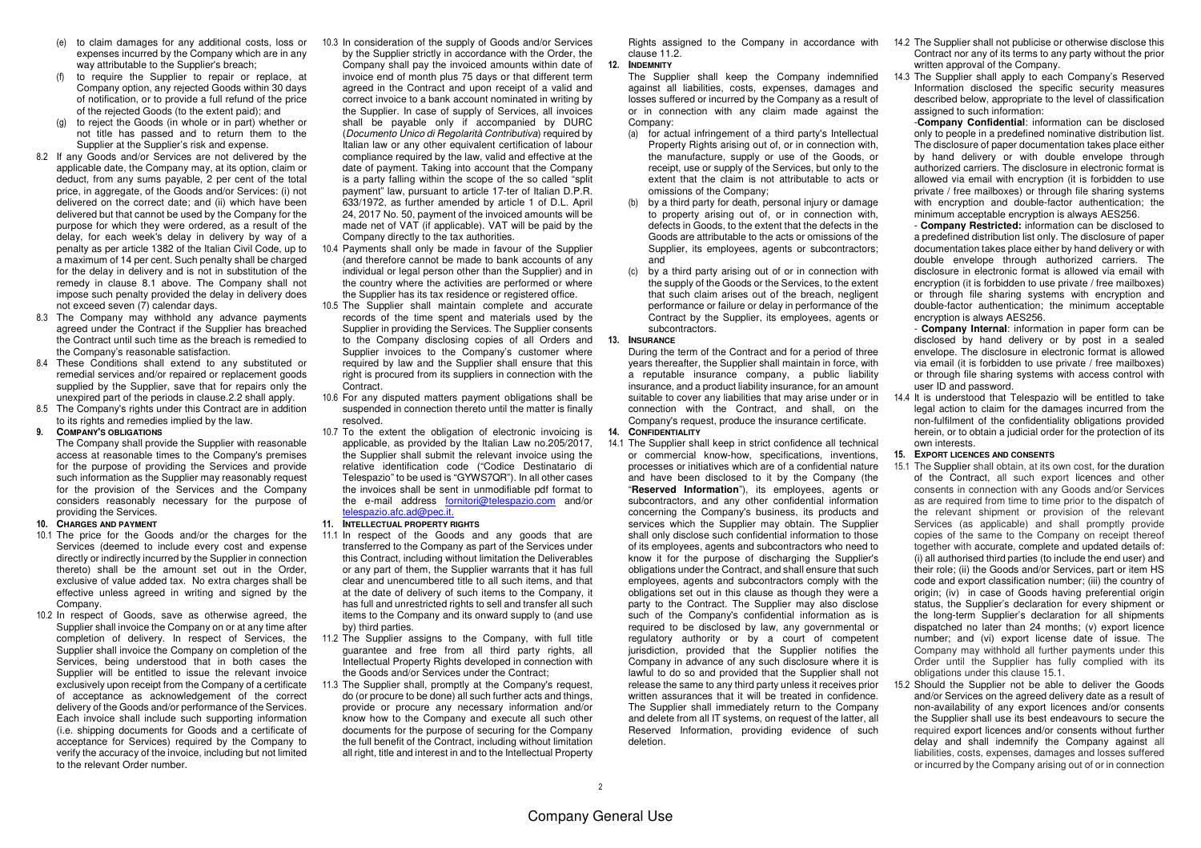(e) to claim damages for any additional costs, loss or expenses incurred by the Company which are in any way attributable to the Supplier's breach;

(f) to require the Supplier to repair or replace, at Company option, any rejected Goods within 30 days of notification, or to provide a full refund of the price of the rejected Goods (to the extent paid); and

(g) to reject the Goods (in whole or in part) whether or not title has passed and to return them to the Supplier at the Supplier's risk and expense.

8.2 If any Goods and/or Services are not delivered by the applicable date, the Company may, at its option, claim or deduct, from any sums payable, 2 per cent of the total price, in aggregate, of the Goods and/or Services: (i) not delivered on the correct date; and (ii) which have been delivered but that cannot be used by the Company for the purpose for which they were ordered, as a result of the delay, for each week's delay in delivery by way of a penalty as per article 1382 of the Italian Civil Code, up to a maximum of 14 per cent. Such penalty shall be charged for the delay in delivery and is not in substitution of the remedy in clause 8.1 above. The Company shall not impose such penalty provided the delay in delivery does not exceed seven (7) calendar days.

8.3 The Company may withhold any advance payments agreed under the Contract if the Supplier has breached the Contract until such time as the breach is remedied to the Company's reasonable satisfaction.

8.4 These Conditions shall extend to any substituted or remedial services and/or repaired or replacement goods supplied by the Supplier, save that for repairs only the unexpired part of the periods in clause.2.2 shall apply.

8.5 The Company's rights under this Contract are in addition to its rights and remedies implied by the law.

**9. COMPANY'S OBLIGATIONS**

The Company shall provide the Supplier with reasonable access at reasonable times to the Company's premises for the purpose of providing the Services and provide such information as the Supplier may reasonably request for the provision of the Services and the Company considers reasonably necessary for the purpose of providing the Services.

**10. CHARGES AND PAYMENT**

10.1 The price for the Goods and/or the charges for the Services (deemed to include every cost and expense directly or indirectly incurred by the Supplier in connection thereto) shall be the amount set out in the Order, exclusive of value added tax. No extra charges shall be effective unless agreed in writing and signed by the Company.

10.2 In respect of Goods, save as otherwise agreed, the Supplier shall invoice the Company on or at any time after completion of delivery. In respect of Services, the Supplier shall invoice the Company on completion of the Services, being understood that in both cases the Supplier will be entitled to issue the relevant invoice exclusively upon receipt from the Company of a certificate of acceptance as acknowledgement of the correct delivery of the Goods and/or performance of the Services. Each invoice shall include such supporting information (i.e. shipping documents for Goods and a certificate of acceptance for Services) required by the Company to verify the accuracy of the invoice, including but not limited to the relevant Order number.

10.3 In consideration of the supply of Goods and/or Services by the Supplier strictly in accordance with the Order, the Company shall pay the invoiced amounts within date of invoice end of month plus 75 days or that different term agreed in the Contract and upon receipt of a valid and correct invoice to a bank account nominated in writing by the Supplier. In case of supply of Services, all invoices shall be payable only if accompanied by DURC (*Documento Unico di Regolarità Contributiva*) required by Italian law or any other equivalent certification of labour compliance required by the law, valid and effective at the date of payment. Taking into account that the Company is a party falling within the scope of the so called "split payment" law, pursuant to article 17-ter of Italian D.P.R. 633/1972, as further amended by article 1 of D.L. April 24, 2017 No. 50, payment of the invoiced amounts will be made net of VAT (if applicable). VAT will be paid by the Company directly to the tax authorities.

10.4 Payments shall only be made in favour of the Supplier (and therefore cannot be made to bank accounts of any individual or legal person other than the Supplier) and in the country where the activities are performed or where the Supplier has its tax residence or registered office.

10.5 The Supplier shall maintain complete and accurate records of the time spent and materials used by the Supplier in providing the Services. The Supplier consents to the Company disclosing copies of all Orders and Supplier invoices to the Company's customer where required by law and the Supplier shall ensure that this right is procured from its suppliers in connection with the Contract.

10.6 For any disputed matters payment obligations shall be suspended in connection thereto until the matter is finally resolved.

10.7 To the extent the obligation of electronic invoicing is applicable, as provided by the Italian Law no.205/2017, the Supplier shall submit the relevant invoice using the relative identification code ("Codice Destinatario di Telespazio" to be used is "GYWS7QR"). In all other cases the invoices shall be sent in unmodifiable pdf format to the e-mail address fornitori@telespazio.com and/or telespazio.afc.ad@pec.it.

**11. INTELLECTUAL PROPERTY RIGHTS**

11.1 In respect of the Goods and any goods that are transferred to the Company as part of the Services under this Contract, including without limitation the Deliverables or any part of them, the Supplier warrants that it has full clear and unencumbered title to all such items, and that at the date of delivery of such items to the Company, it has full and unrestricted rights to sell and transfer all such items to the Company and its onward supply to (and use by) third parties.

11.2 The Supplier assigns to the Company, with full title guarantee and free from all third party rights, all Intellectual Property Rights developed in connection with the Goods and/or Services under the Contract;

11.3 The Supplier shall, promptly at the Company's request, do (or procure to be done) all such further acts and things, provide or procure any necessary information and/or know how to the Company and execute all such other documents for the purpose of securing for the Company the full benefit of the Contract, including without limitation all right, title and interest in and to the Intellectual Property Rights assigned to the Company in accordance with clause 11.2.

**12. INDEMNITY**

The Supplier shall keep the Company indemnified against all liabilities, costs, expenses, damages and losses suffered or incurred by the Company as a result of or in connection with any claim made against the Company:

(a) for actual infringement of a third party's Intellectual Property Rights arising out of, or in connection with, the manufacture, supply or use of the Goods, or receipt, use or supply of the Services, but only to the extent that the claim is not attributable to acts or omissions of the Company;

(b) by a third party for death, personal injury or damage to property arising out of, or in connection with, defects in Goods, to the extent that the defects in the Goods are attributable to the acts or omissions of the Supplier, its employees, agents or subcontractors; and

(c) by a third party arising out of or in connection with the supply of the Goods or the Services, to the extent that such claim arises out of the breach, negligent performance or failure or delay in performance of the Contract by the Supplier, its employees, agents or subcontractors.

**13. INSURANCE**

During the term of the Contract and for a period of three years thereafter, the Supplier shall maintain in force, with a reputable insurance company, a public liability insurance, and a product liability insurance, for an amount suitable to cover any liabilities that may arise under or in connection with the Contract, and shall, on the Company's request, produce the insurance certificate.

**14. CONFIDENTIALITY**

14.1 The Supplier shall keep in strict confidence all technical or commercial know-how, specifications, inventions, processes or initiatives which are of a confidential nature and have been disclosed to it by the Company (the "**Reserved Information**"), its employees, agents or subcontractors, and any other confidential information concerning the Company's business, its products and services which the Supplier may obtain. The Supplier shall only disclose such confidential information to those of its employees, agents and subcontractors who need to know it for the purpose of discharging the Supplier's obligations under the Contract, and shall ensure that such employees, agents and subcontractors comply with the obligations set out in this clause as though they were a party to the Contract. The Supplier may also disclose such of the Company's confidential information as is required to be disclosed by law, any governmental or regulatory authority or by a court of competent jurisdiction, provided that the Supplier notifies the Company in advance of any such disclosure where it is lawful to do so and provided that the Supplier shall not release the same to any third party unless it receives prior written assurances that it will be treated in confidence. The Supplier shall immediately return to the Company and delete from all IT systems, on request of the latter, all Reserved Information, providing evidence of such deletion.

14.2 The Supplier shall not publicise or otherwise disclose this Contract nor any of its terms to any party without the prior written approval of the Company.

14.3 The Supplier shall apply to each Company's Reserved Information disclosed the specific security measures described below, appropriate to the level of classification assigned to such information:

-**Company Confidential**: information can be disclosed only to people in a predefined nominative distribution list. The disclosure of paper documentation takes place either by hand delivery or with double envelope through authorized carriers. The disclosure in electronic format is allowed via email with encryption (it is forbidden to use private / free mailboxes) or through file sharing systems with encryption and double-factor authentication; the minimum acceptable encryption is always AES256.

- **Company Restricted:** information can be disclosed to a predefined distribution list only. The disclosure of paper documentation takes place either by hand delivery or with double envelope through authorized carriers. The disclosure in electronic format is allowed via email with encryption (it is forbidden to use private / free mailboxes) or through file sharing systems with encryption and double-factor authentication; the minimum acceptable encryption is always AES256.

- **Company Internal**: information in paper form can be disclosed by hand delivery or by post in a sealed envelope. The disclosure in electronic format is allowed via email (it is forbidden to use private / free mailboxes) or through file sharing systems with access control with user ID and password.

14.4 It is understood that Telespazio will be entitled to take legal action to claim for the damages incurred from the non-fulfilment of the confidentiality obligations provided herein, or to obtain a judicial order for the protection of its own interests.

**15. EXPORT LICENCES AND CONSENTS**

15.1 The Supplier shall obtain, at its own cost, for the duration of the Contract, all such export licences and other consents in connection with any Goods and/or Services as are required from time to time prior to the dispatch of the relevant shipment or provision of the relevant Services (as applicable) and shall promptly provide copies of the same to the Company on receipt thereof together with accurate, complete and updated details of: (i) all authorised third parties (to include the end user) and their role; (ii) the Goods and/or Services, part or item HS code and export classification number; (iii) the country of origin; (iv) in case of Goods having preferential origin status, the Supplier's declaration for every shipment or the long-term Supplier's declaration for all shipments dispatched no later than 24 months; (v) export licence number; and (vi) export license date of issue. The Company may withhold all further payments under this Order until the Supplier has fully complied with its obligations under this clause 15.1.

15.2 Should the Supplier not be able to deliver the Goods and/or Services on the agreed delivery date as a result of non-availability of any export licences and/or consents the Supplier shall use its best endeavours to secure the required export licences and/or consents without further delay and shall indemnify the Company against all liabilities, costs, expenses, damages and losses suffered or incurred by the Company arising out of or in connection

Company General Use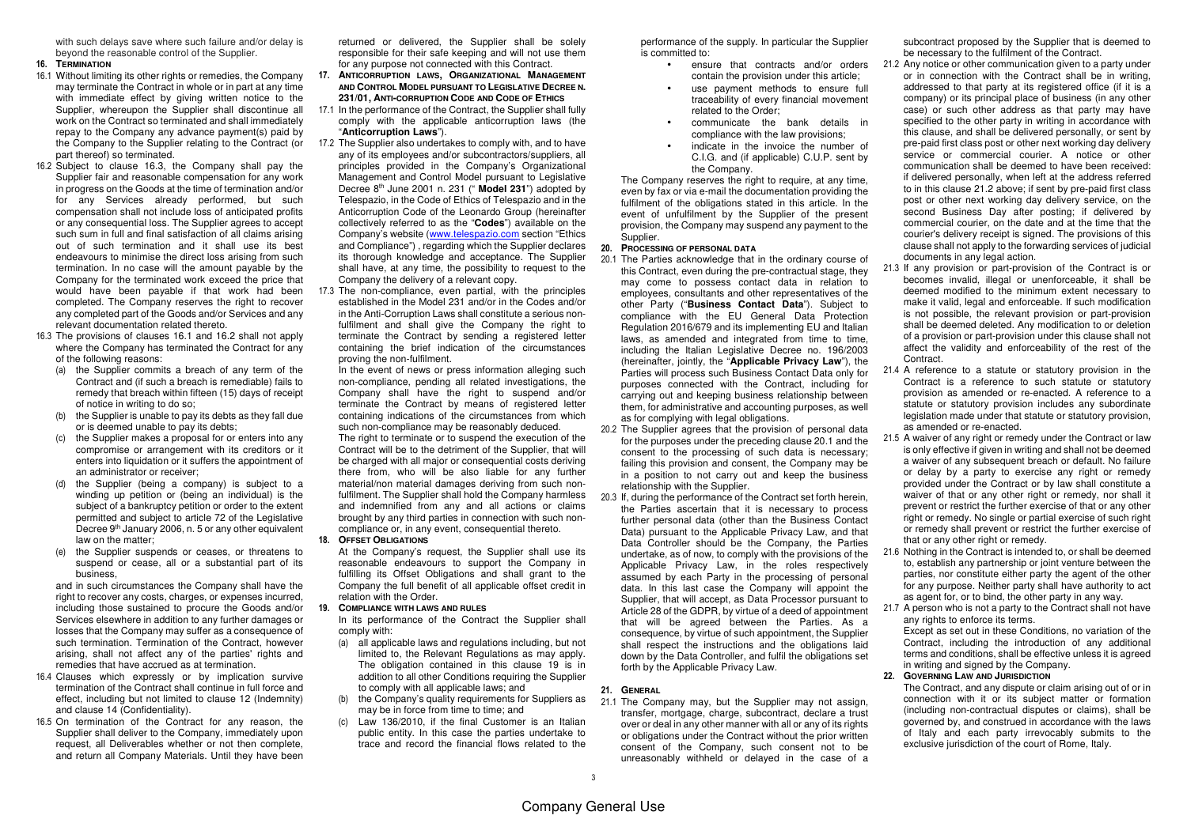with such delays save where such failure and/or delay is beyond the reasonable control of the Supplier.

**16. TERMINATION**

16.1 Without limiting its other rights or remedies, the Company may terminate the Contract in whole or in part at any time with immediate effect by giving written notice to the Supplier, whereupon the Supplier shall discontinue all work on the Contract so terminated and shall immediately repay to the Company any advance payment(s) paid by the Company to the Supplier relating to the Contract (or part thereof) so terminated.

16.2 Subject to clause 16.3, the Company shall pay the Supplier fair and reasonable compensation for any work in progress on the Goods at the time of termination and/or for any Services already performed, but such compensation shall not include loss of anticipated profits or any consequential loss. The Supplier agrees to accept such sum in full and final satisfaction of all claims arising out of such termination and it shall use its best endeavours to minimise the direct loss arising from such termination. In no case will the amount payable by the Company for the terminated work exceed the price that would have been payable if that work had been completed. The Company reserves the right to recover any completed part of the Goods and/or Services and any relevant documentation related thereto.

16.3 The provisions of clauses 16.1 and 16.2 shall not apply where the Company has terminated the Contract for any of the following reasons:

(a) the Supplier commits a breach of any term of the Contract and (if such a breach is remediable) fails to remedy that breach within fifteen (15) days of receipt of notice in writing to do so;

(b) the Supplier is unable to pay its debts as they fall due or is deemed unable to pay its debts;

(c) the Supplier makes a proposal for or enters into any compromise or arrangement with its creditors or it enters into liquidation or it suffers the appointment of an administrator or receiver;

(d) the Supplier (being a company) is subject to a winding up petition or (being an individual) is the subject of a bankruptcy petition or order to the extent permitted and subject to article 72 of the Legislative Decree 9th January 2006, n. 5 or any other equivalent law on the matter;

(e) the Supplier suspends or ceases, or threatens to suspend or cease, all or a substantial part of its business,

and in such circumstances the Company shall have the right to recover any costs, charges, or expenses incurred, including those sustained to procure the Goods and/or Services elsewhere in addition to any further damages or losses that the Company may suffer as a consequence of such termination. Termination of the Contract, however arising, shall not affect any of the parties' rights and remedies that have accrued as at termination.

16.4 Clauses which expressly or by implication survive termination of the Contract shall continue in full force and effect, including but not limited to clause 12 (Indemnity) and clause 14 (Confidentiality).

16.5 On termination of the Contract for any reason, the Supplier shall deliver to the Company, immediately upon request, all Deliverables whether or not then complete, and return all Company Materials. Until they have been returned or delivered, the Supplier shall be solely responsible for their safe keeping and will not use them for any purpose not connected with this Contract.

**17. ANTICORRUPTION LAWS, ORGANIZATIONAL MANAGEMENT AND CONTROL MODEL PURSUANT TO LEGISLATIVE DECREE N. 231/01, ANTI-CORRUPTION CODE AND CODE OF ETHICS**

17.1 In the performance of the Contract, the Supplier shall fully comply with the applicable anticorruption laws (the "**Anticorruption Laws**").

17.2 The Supplier also undertakes to comply with, and to have any of its employees and/or subcontractors/suppliers, all principles provided in the Company's Organizational Management and Control Model pursuant to Legislative Decree 8th June 2001 n. 231 (" **Model 231**") adopted by Telespazio, in the Code of Ethics of Telespazio and in the Anticorruption Code of the Leonardo Group (hereinafter collectively referred to as the "**Codes**") available on the Company's website (www.telespazio.com section "Ethics and Compliance") , regarding which the Supplier declares its thorough knowledge and acceptance. The Supplier shall have, at any time, the possibility to request to the Company the delivery of a relevant copy.

17.3 The non-compliance, even partial, with the principles established in the Model 231 and/or in the Codes and/or in the Anti-Corruption Laws shall constitute a serious non-fulfilment and shall give the Company the right to terminate the Contract by sending a registered letter containing the brief indication of the circumstances proving the non-fulfilment.

In the event of news or press information alleging such non-compliance, pending all related investigations, the Company shall have the right to suspend and/or terminate the Contract by means of registered letter containing indications of the circumstances from which such non-compliance may be reasonably deduced.

The right to terminate or to suspend the execution of the Contract will be to the detriment of the Supplier, that will be charged with all major or consequential costs deriving there from, who will be also liable for any further material/non material damages deriving from such non-fulfilment. The Supplier shall hold the Company harmless and indemnified from any and all actions or claims brought by any third parties in connection with such non-compliance or, in any event, consequential thereto.

**18. OFFSET OBLIGATIONS**

At the Company's request, the Supplier shall use its reasonable endeavours to support the Company in fulfilling its Offset Obligations and shall grant to the Company the full benefit of all applicable offset credit in relation with the Order.

**19. COMPLIANCE WITH LAWS AND RULES**

In its performance of the Contract the Supplier shall comply with:

(a) all applicable laws and regulations including, but not limited to, the Relevant Regulations as may apply. The obligation contained in this clause 19 is in addition to all other Conditions requiring the Supplier to comply with all applicable laws; and

(b) the Company's quality requirements for Suppliers as may be in force from time to time; and

(c) Law 136/2010, if the final Customer is an Italian public entity. In this case the parties undertake to trace and record the financial flows related to the performance of the supply. In particular the Supplier is committed to:

- ensure that contracts and/or orders contain the provision under this article;
- use payment methods to ensure full traceability of every financial movement related to the Order;
- communicate the bank details in compliance with the law provisions;
- indicate in the invoice the number of C.I.G. and (if applicable) C.U.P. sent by the Company.

The Company reserves the right to require, at any time, even by fax or via e-mail the documentation providing the fulfilment of the obligations stated in this article. In the event of unfulfilment by the Supplier of the present provision, the Company may suspend any payment to the Supplier.

**20. PROCESSING OF PERSONAL DATA**

20.1 The Parties acknowledge that in the ordinary course of this Contract, even during the pre-contractual stage, they may come to possess contact data in relation to employees, consultants and other representatives of the other Party ("**Business Contact Data**"). Subject to compliance with the EU General Data Protection Regulation 2016/679 and its implementing EU and Italian laws, as amended and integrated from time to time, including the Italian Legislative Decree no. 196/2003 (hereinafter, jointly, the "**Applicable Privacy Law**"), the Parties will process such Business Contact Data only for purposes connected with the Contract, including for carrying out and keeping business relationship between them, for administrative and accounting purposes, as well as for complying with legal obligations.

20.2 The Supplier agrees that the provision of personal data for the purposes under the preceding clause 20.1 and the consent to the processing of such data is necessary; failing this provision and consent, the Company may be in a position to not carry out and keep the business relationship with the Supplier.

20.3 If, during the performance of the Contract set forth herein, the Parties ascertain that it is necessary to process further personal data (other than the Business Contact Data) pursuant to the Applicable Privacy Law, and that Data Controller should be the Company, the Parties undertake, as of now, to comply with the provisions of the Applicable Privacy Law, in the roles respectively assumed by each Party in the processing of personal data. In this last case the Company will appoint the Supplier, that will accept, as Data Processor pursuant to Article 28 of the GDPR, by virtue of a deed of appointment that will be agreed between the Parties. As a consequence, by virtue of such appointment, the Supplier shall respect the instructions and the obligations laid down by the Data Controller, and fulfil the obligations set forth by the Applicable Privacy Law.

**21. GENERAL**

21.1 The Company may, but the Supplier may not assign, transfer, mortgage, charge, subcontract, declare a trust over or deal in any other manner with all or any of its rights or obligations under the Contract without the prior written consent of the Company, such consent not to be unreasonably withheld or delayed in the case of a subcontract proposed by the Supplier that is deemed to be necessary to the fulfilment of the Contract.

21.2 Any notice or other communication given to a party under or in connection with the Contract shall be in writing, addressed to that party at its registered office (if it is a company) or its principal place of business (in any other case) or such other address as that party may have specified to the other party in writing in accordance with this clause, and shall be delivered personally, or sent by pre-paid first class post or other next working day delivery service or commercial courier. A notice or other communication shall be deemed to have been received: if delivered personally, when left at the address referred to in this clause 21.2 above; if sent by pre-paid first class post or other next working day delivery service, on the second Business Day after posting; if delivered by commercial courier, on the date and at the time that the courier's delivery receipt is signed. The provisions of this clause shall not apply to the forwarding services of judicial documents in any legal action.

21.3 If any provision or part-provision of the Contract is or becomes invalid, illegal or unenforceable, it shall be deemed modified to the minimum extent necessary to make it valid, legal and enforceable. If such modification is not possible, the relevant provision or part-provision shall be deemed deleted. Any modification to or deletion of a provision or part-provision under this clause shall not affect the validity and enforceability of the rest of the Contract.

21.4 A reference to a statute or statutory provision in the Contract is a reference to such statute or statutory provision as amended or re-enacted. A reference to a statute or statutory provision includes any subordinate legislation made under that statute or statutory provision, as amended or re-enacted.

21.5 A waiver of any right or remedy under the Contract or law is only effective if given in writing and shall not be deemed a waiver of any subsequent breach or default. No failure or delay by a party to exercise any right or remedy provided under the Contract or by law shall constitute a waiver of that or any other right or remedy, nor shall it prevent or restrict the further exercise of that or any other right or remedy. No single or partial exercise of such right or remedy shall prevent or restrict the further exercise of that or any other right or remedy.

21.6 Nothing in the Contract is intended to, or shall be deemed to, establish any partnership or joint venture between the parties, nor constitute either party the agent of the other for any purpose. Neither party shall have authority to act as agent for, or to bind, the other party in any way.

21.7 A person who is not a party to the Contract shall not have any rights to enforce its terms.

Except as set out in these Conditions, no variation of the Contract, including the introduction of any additional terms and conditions, shall be effective unless it is agreed in writing and signed by the Company.

**22. GOVERNING LAW AND JURISDICTION**

The Contract, and any dispute or claim arising out of or in connection with it or its subject matter or formation (including non-contractual disputes or claims), shall be governed by, and construed in accordance with the laws of Italy and each party irrevocably submits to the exclusive jurisdiction of the court of Rome, Italy.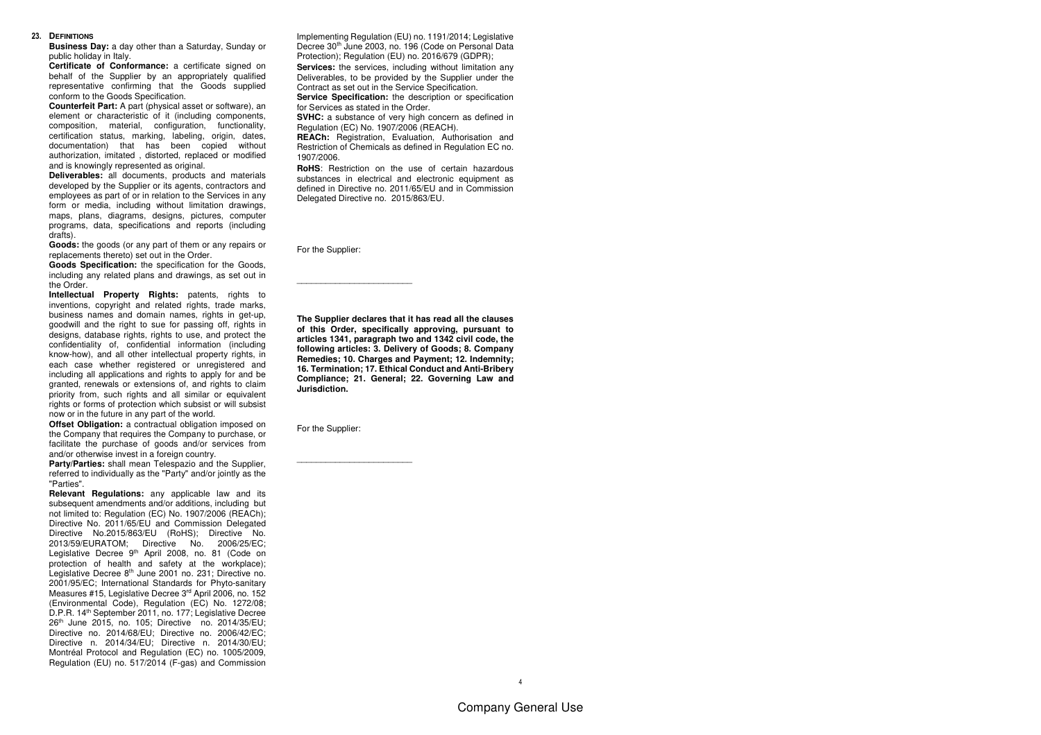## 23. DEFINITIONS

**Business Day:** a day other than a Saturday, Sunday or public holiday in Italy.

**Certificate of Conformance:** a certificate signed on behalf of the Supplier by an appropriately qualified representative confirming that the Goods supplied conform to the Goods Specification.

**Counterfeit Part:** A part (physical asset or software), an element or characteristic of it (including components, composition, material, configuration, functionality, certification status, marking, labeling, origin, dates, documentation) that has been copied without authorization, imitated , distorted, replaced or modified and is knowingly represented as original.

**Deliverables:** all documents, products and materials developed by the Supplier or its agents, contractors and employees as part of or in relation to the Services in any form or media, including without limitation drawings, maps, plans, diagrams, designs, pictures, computer programs, data, specifications and reports (including drafts).

**Goods:** the goods (or any part of them or any repairs or replacements thereto) set out in the Order.

**Goods Specification:** the specification for the Goods, including any related plans and drawings, as set out in the Order.

**Intellectual Property Rights:** patents, rights to inventions, copyright and related rights, trade marks, business names and domain names, rights in get-up, goodwill and the right to sue for passing off, rights in designs, database rights, rights to use, and protect the confidentiality of, confidential information (including know-how), and all other intellectual property rights, in each case whether registered or unregistered and including all applications and rights to apply for and be granted, renewals or extensions of, and rights to claim priority from, such rights and all similar or equivalent rights or forms of protection which subsist or will subsist now or in the future in any part of the world.

**Offset Obligation:** a contractual obligation imposed on the Company that requires the Company to purchase, or facilitate the purchase of goods and/or services from and/or otherwise invest in a foreign country.

**Party/Parties:** shall mean Telespazio and the Supplier, referred to individually as the "Party" and/or jointly as the "Parties".

**Relevant Regulations:** any applicable law and its subsequent amendments and/or additions, including but not limited to: Regulation (EC) No. 1907/2006 (REACh); Directive No. 2011/65/EU and Commission Delegated Directive No.2015/863/EU (RoHS); Directive No. 2013/59/EURATOM; Directive No. 2006/25/EC; Legislative Decree 9th April 2008, no. 81 (Code on protection of health and safety at the workplace); Legislative Decree 8th June 2001 no. 231; Directive no. 2001/95/EC; International Standards for Phyto-sanitary Measures #15, Legislative Decree 3rd April 2006, no. 152 (Environmental Code), Regulation (EC) No. 1272/08; D.P.R. 14th September 2011, no. 177; Legislative Decree 26th June 2015, no. 105; Directive no. 2014/35/EU; Directive no. 2014/68/EU; Directive no. 2006/42/EC; Directive n. 2014/34/EU; Directive n. 2014/30/EU; Montréal Protocol and Regulation (EC) no. 1005/2009, Regulation (EU) no. 517/2014 (F-gas) and Commission Implementing Regulation (EU) no. 1191/2014; Legislative Decree 30th June 2003, no. 196 (Code on Personal Data Protection); Regulation (EU) no. 2016/679 (GDPR);

**Services:** the services, including without limitation any Deliverables, to be provided by the Supplier under the Contract as set out in the Service Specification.

**Service Specification:** the description or specification for Services as stated in the Order.

**SVHC:** a substance of very high concern as defined in Regulation (EC) No. 1907/2006 (REACH).

**REACh:** Registration, Evaluation, Authorisation and Restriction of Chemicals as defined in Regulation EC no. 1907/2006.

**RoHS**: Restriction on the use of certain hazardous substances in electrical and electronic equipment as defined in Directive no. 2011/65/EU and in Commission Delegated Directive no. 2015/863/EU.

For the Supplier:

_______________________

**The Supplier declares that it has read all the clauses of this Order, specifically approving, pursuant to articles 1341, paragraph two and 1342 civil code, the following articles: 3. Delivery of Goods; 8. Company Remedies; 10. Charges and Payment; 12. Indemnity; 16. Termination; 17. Ethical Conduct and Anti-Bribery Compliance; 21. General; 22. Governing Law and Jurisdiction.**

For the Supplier:

_______________________

Company General Use